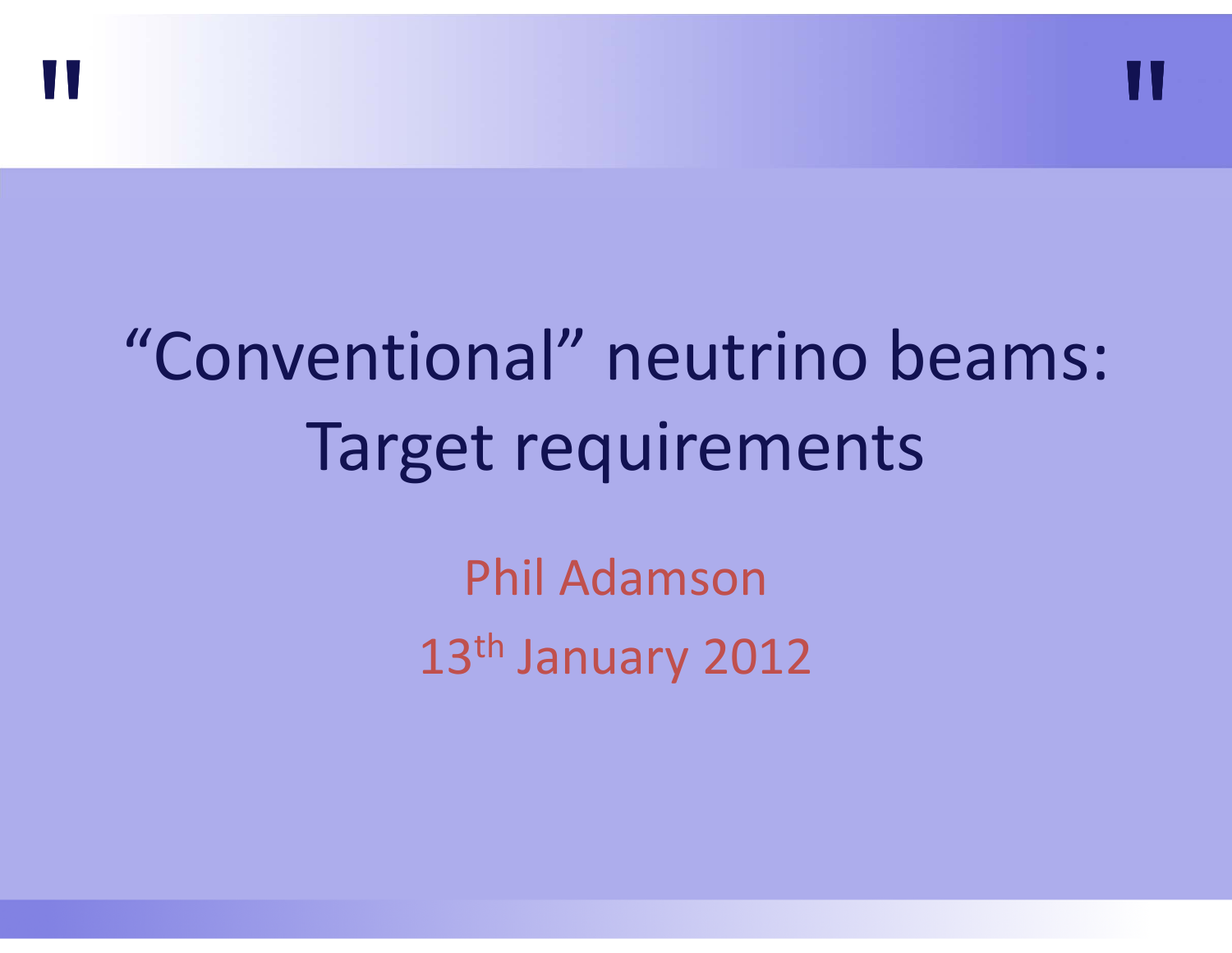# “Conventional” neutrino beams: Target requirements

Phil Adamson

13th January 2012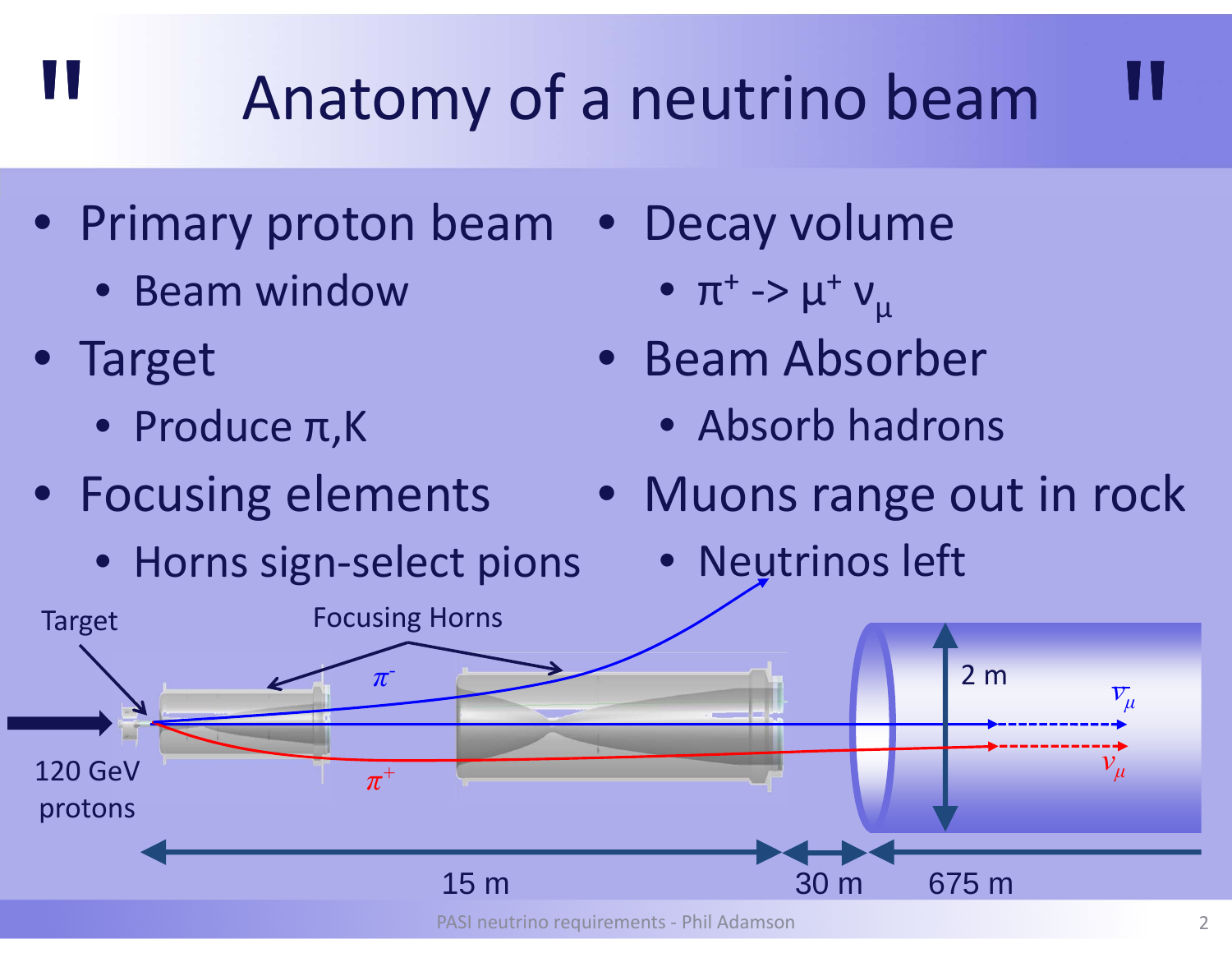# Anatomy of a neutrino beam

- Primary proton beam
  - Beam window
- Target
  - Produce π,K
- Focusing elements
  - Horns sign-select pions
- Decay volume
  - $\pi^+ \rightarrow \mu^+ \nu_\mu$
- Beam Absorber
  - Absorb hadrons
- Muons range out in rock
  - Neutrinos left

Target

Focusing Horns

120 GeV protons

$\pi^-$

$\pi^+$

2 m

$\bar{\nu}_\mu$

$\nu_\mu$

15 m

30 m

675 m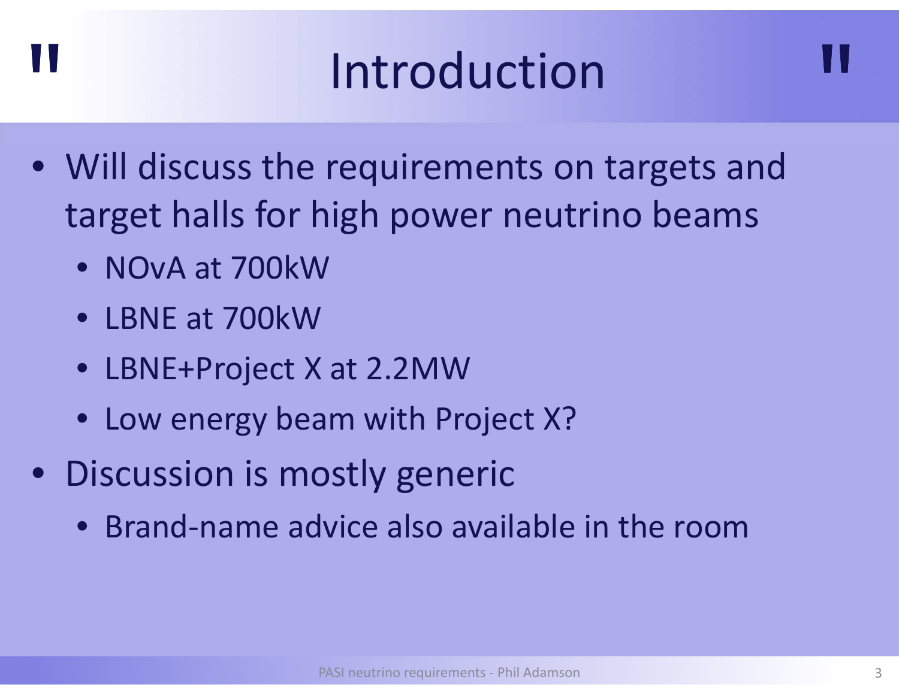# Introduction

- Will discuss the requirements on targets and target halls for high power neutrino beams
  - NOvA at 700kW
  - LBNE at 700kW
  - LBNE+Project X at 2.2MW
  - Low energy beam with Project X?
- Discussion is mostly generic
  - Brand-name advice also available in the room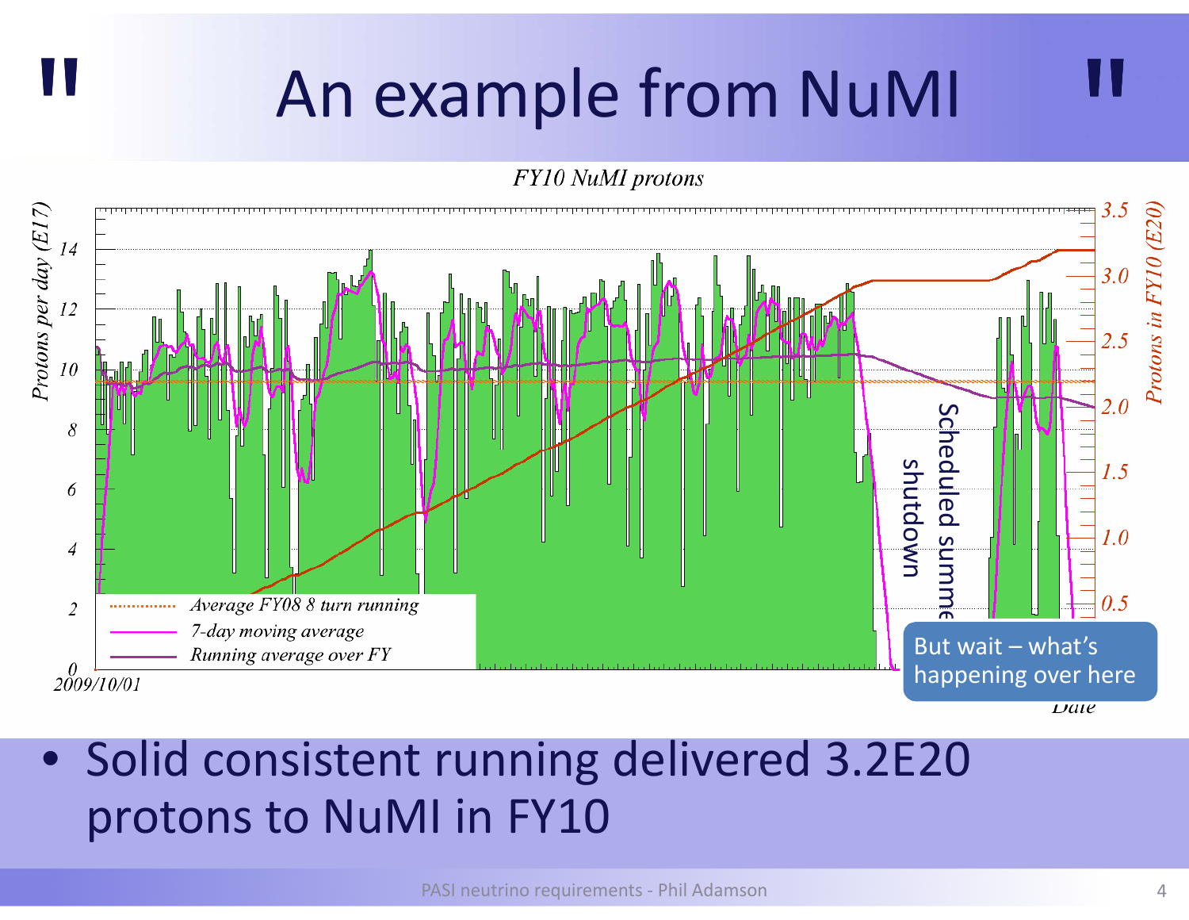# An example from NuMI

FY10 NuMI protons

Protons per day (E17)

Protons in FY10 (E20)

Average FY08 8 turn running

7-day moving average

Running average over FY

2009/10/01

Scheduled summer shutdown

But wait – what's happening over here

Date

- Solid consistent running delivered 3.2E20 protons to NuMI in FY10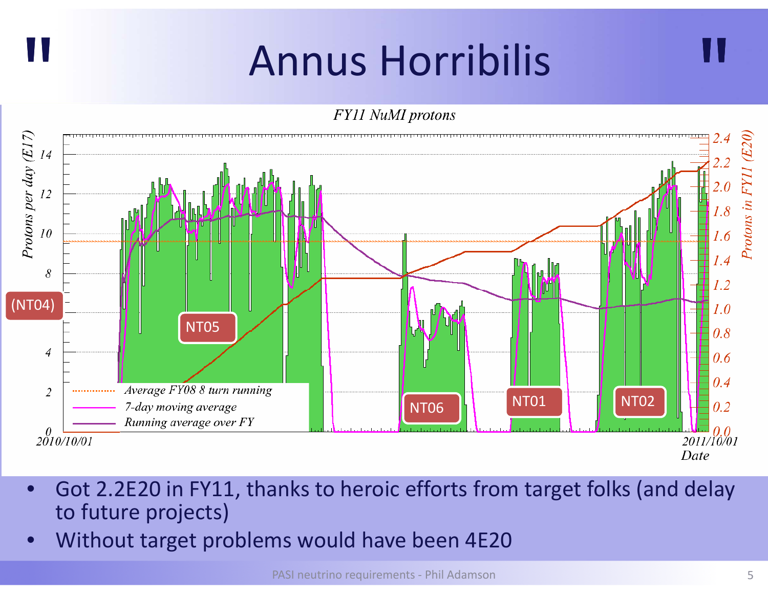# " Annus Horribilis "

- Got 2.2E20 in FY11, thanks to heroic efforts from target folks (and delay to future projects)
- Without target problems would have been 4E20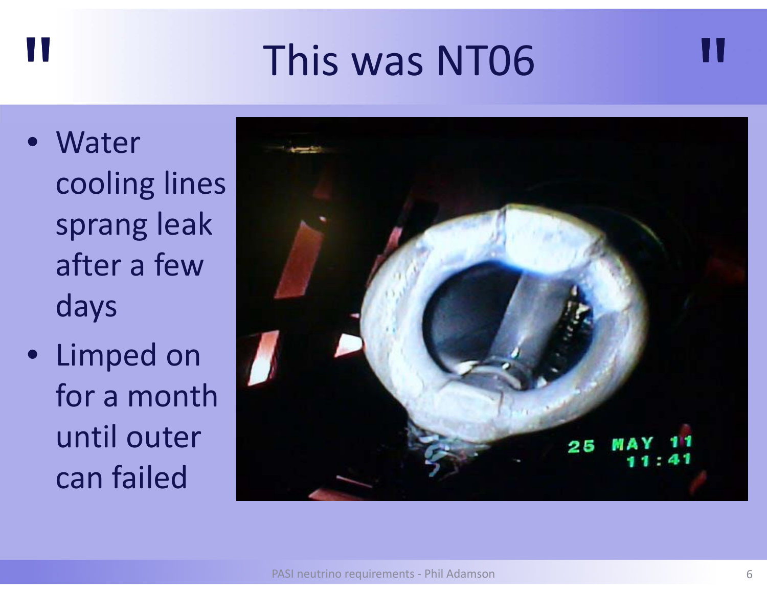# This was NT06

- Water cooling lines sprang leak after a few days
- Limped on for a month until outer can failed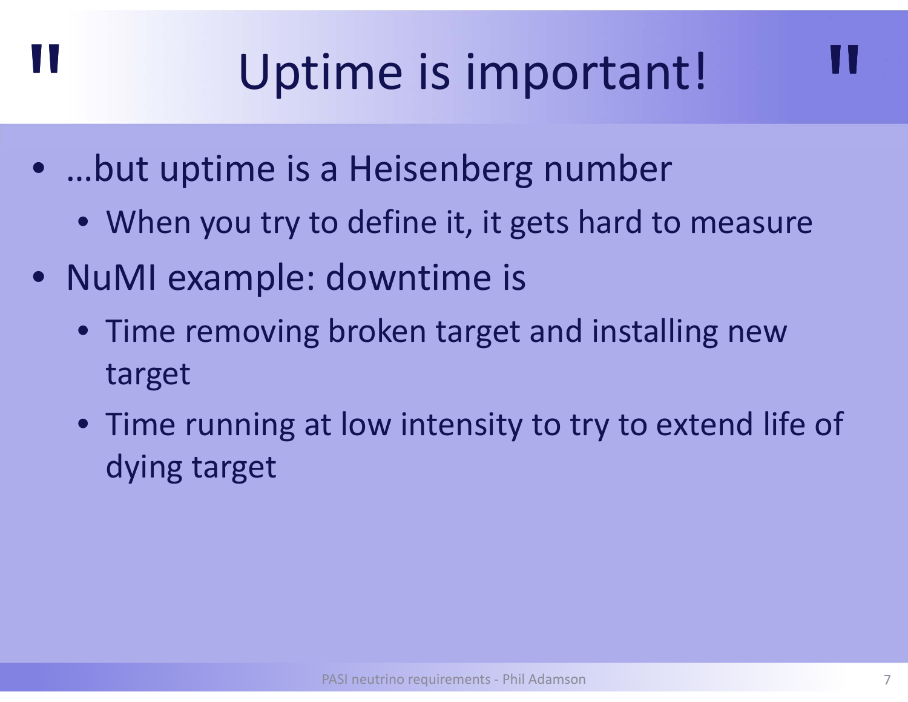# Uptime is important!

- …but uptime is a Heisenberg number
  - When you try to define it, it gets hard to measure
- NuMI example: downtime is
  - Time removing broken target and installing new target
  - Time running at low intensity to try to extend life of dying target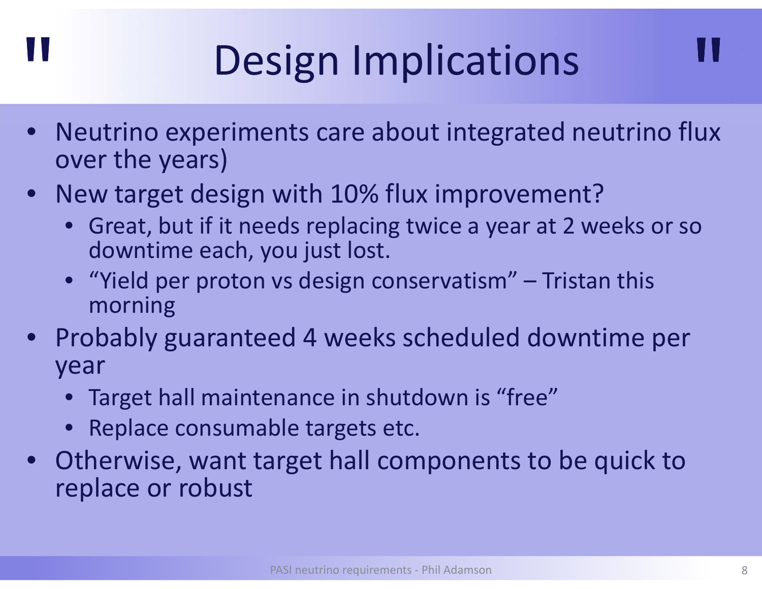# Design Implications

- Neutrino experiments care about integrated neutrino flux over the years)
- New target design with 10% flux improvement?
  - Great, but if it needs replacing twice a year at 2 weeks or so downtime each, you just lost.
  - “Yield per proton vs design conservatism” – Tristan this morning
- Probably guaranteed 4 weeks scheduled downtime per year
  - Target hall maintenance in shutdown is “free”
  - Replace consumable targets etc.
- Otherwise, want target hall components to be quick to replace or robust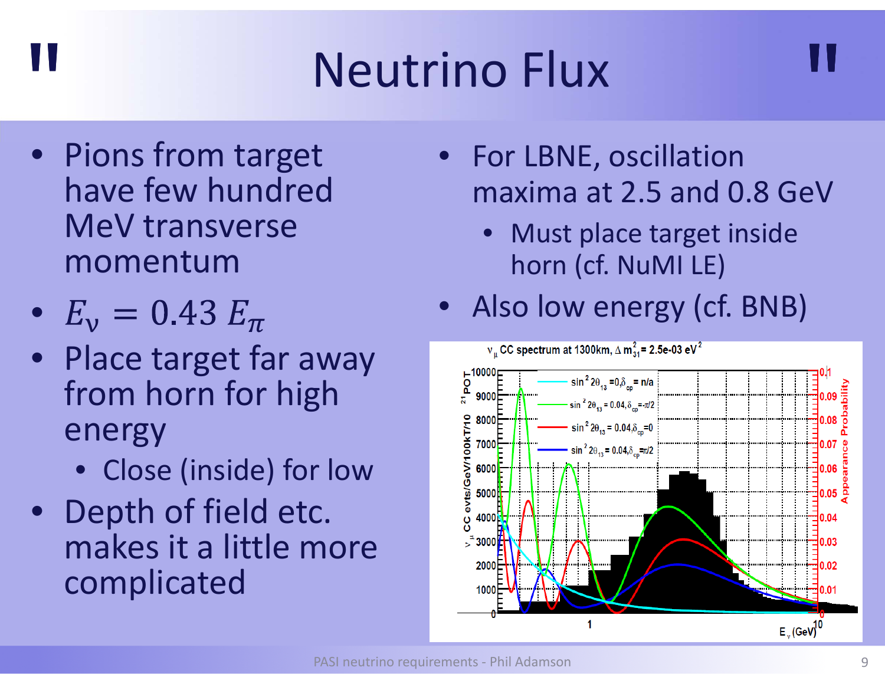# Neutrino Flux

- Pions from target have few hundred MeV transverse momentum
- $E_\nu = 0.43\, E_\pi$
- Place target far away from horn for high energy
  - Close (inside) for low
- Depth of field etc. makes it a little more complicated

- For LBNE, oscillation maxima at 2.5 and 0.8 GeV
  - Must place target inside horn (cf. NuMI LE)
- Also low energy (cf. BNB)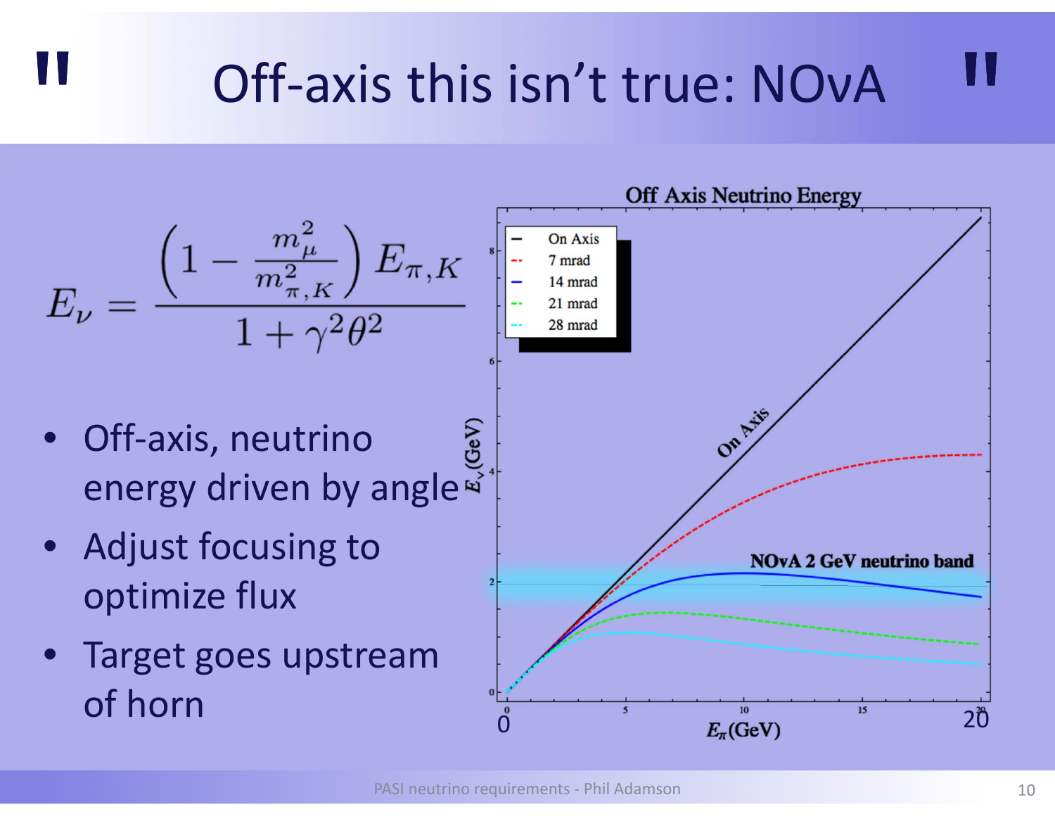# Off-axis this isn't true: NOνA

$$E_\nu = \frac{\left(1 - \frac{m_\mu^2}{m_{\pi,K}^2}\right) E_{\pi,K}}{1 + \gamma^2 \theta^2}$$

- Off-axis, neutrino energy driven by angle
- Adjust focusing to optimize flux
- Target goes upstream of horn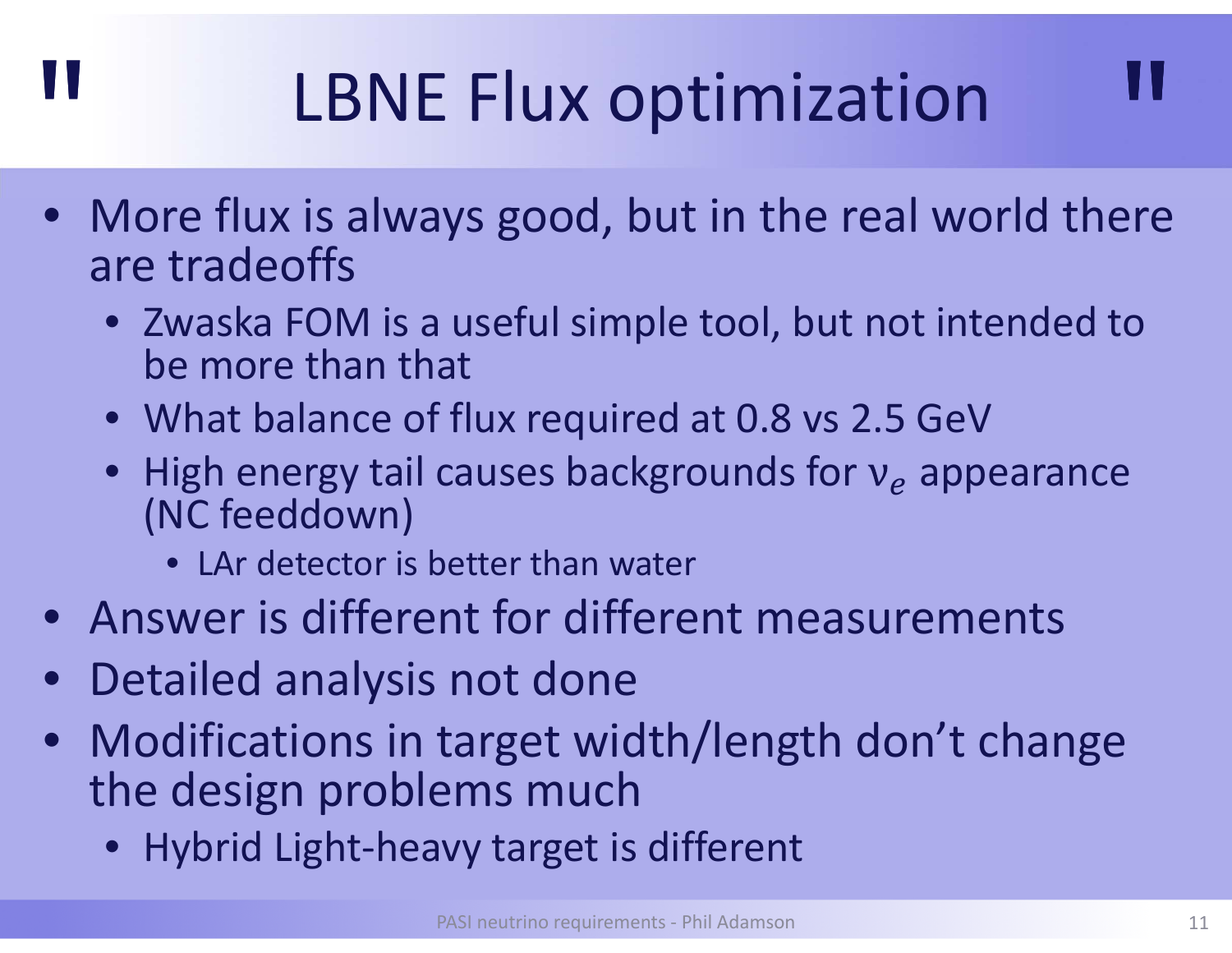# LBNE Flux optimization

- More flux is always good, but in the real world there are tradeoffs
  - Zwaska FOM is a useful simple tool, but not intended to be more than that
  - What balance of flux required at 0.8 vs 2.5 GeV
  - High energy tail causes backgrounds for $\nu_e$ appearance (NC feeddown)
    - LAr detector is better than water
- Answer is different for different measurements
- Detailed analysis not done
- Modifications in target width/length don't change the design problems much
  - Hybrid Light-heavy target is different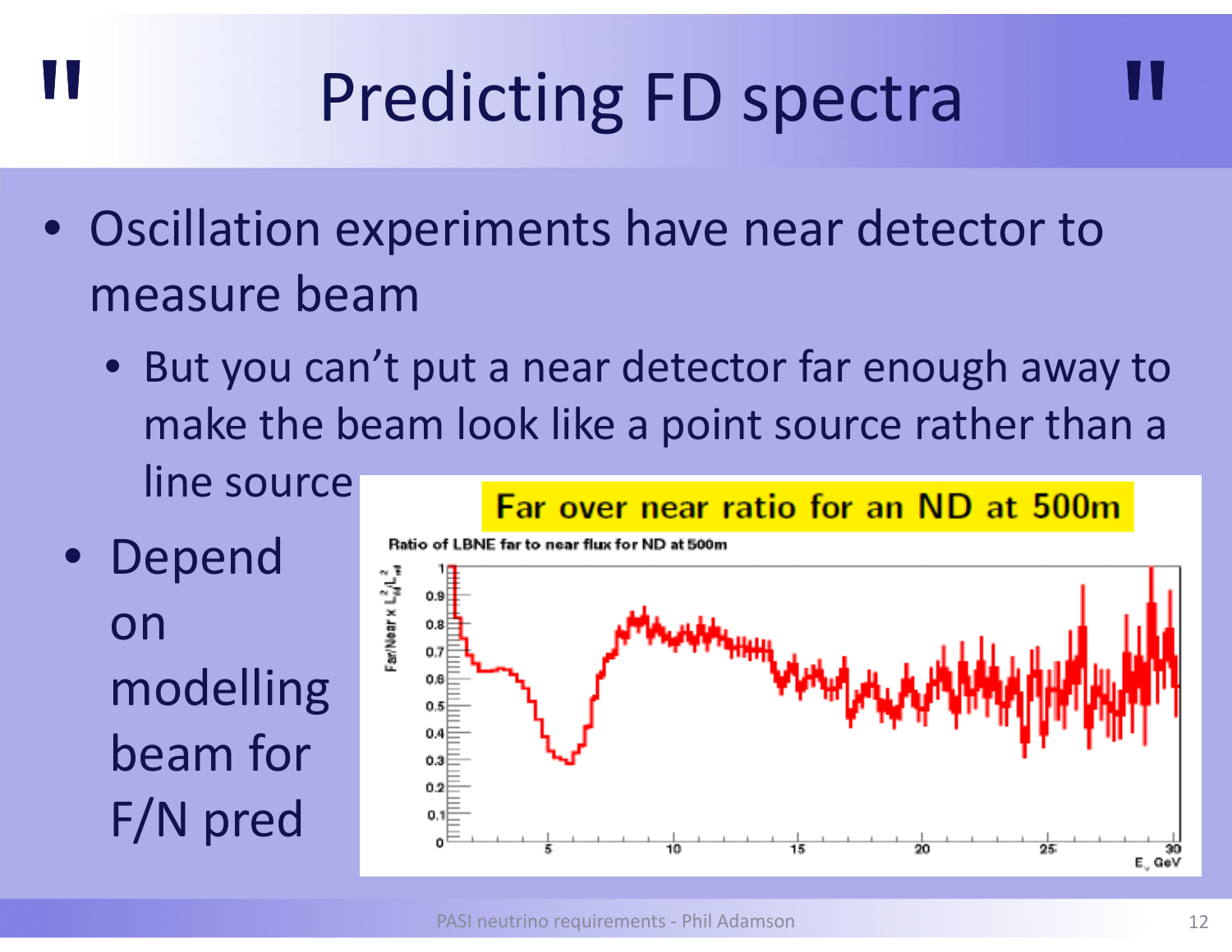# Predicting FD spectra

- Oscillation experiments have near detector to measure beam
  - But you can't put a near detector far enough away to make the beam look like a point source rather than a line source
- Depend on modelling beam for F/N pred

Far over near ratio for an ND at 500m

Ratio of LBNE far to near flux for ND at 500m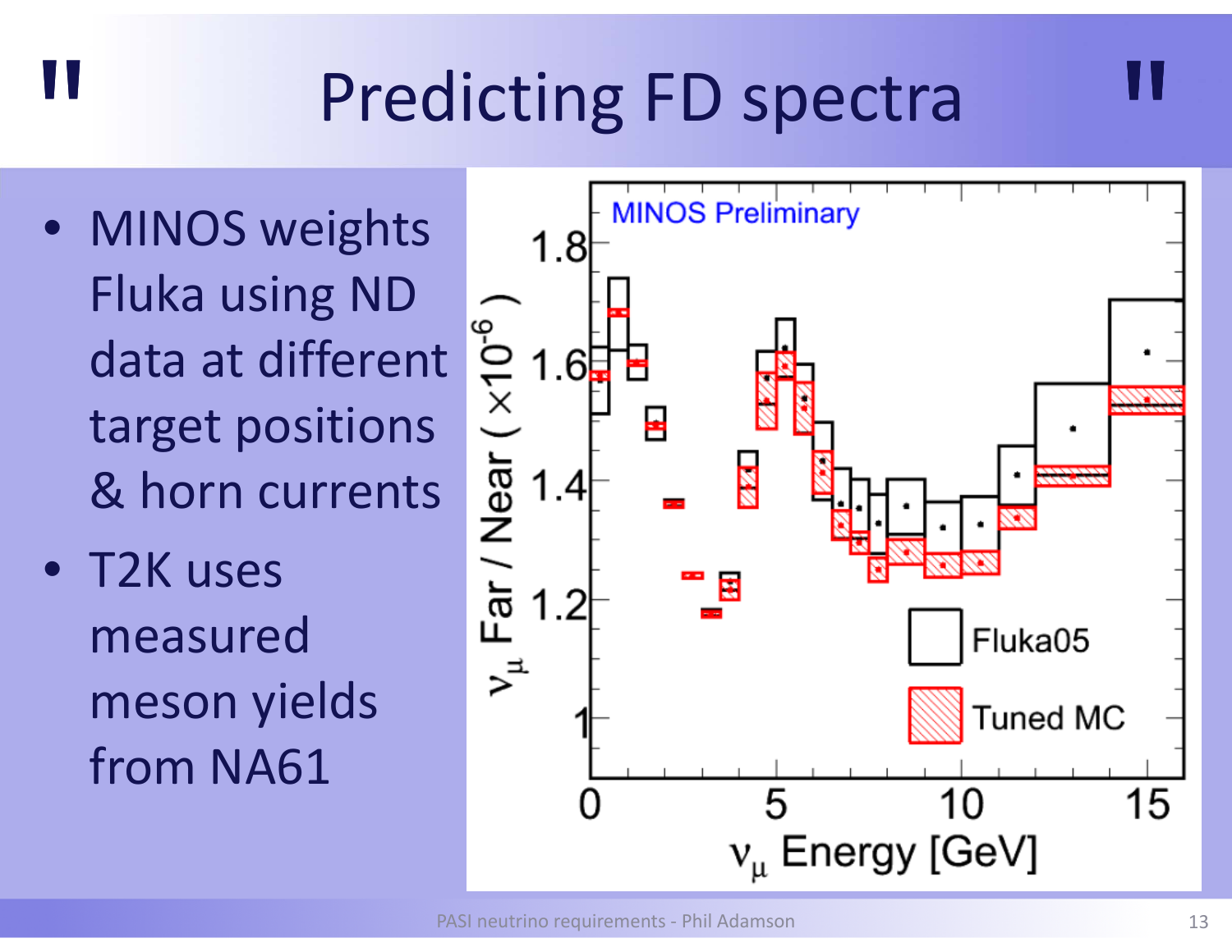# Predicting FD spectra

- MINOS weights Fluka using ND data at different target positions & horn currents
- T2K uses measured meson yields from NA61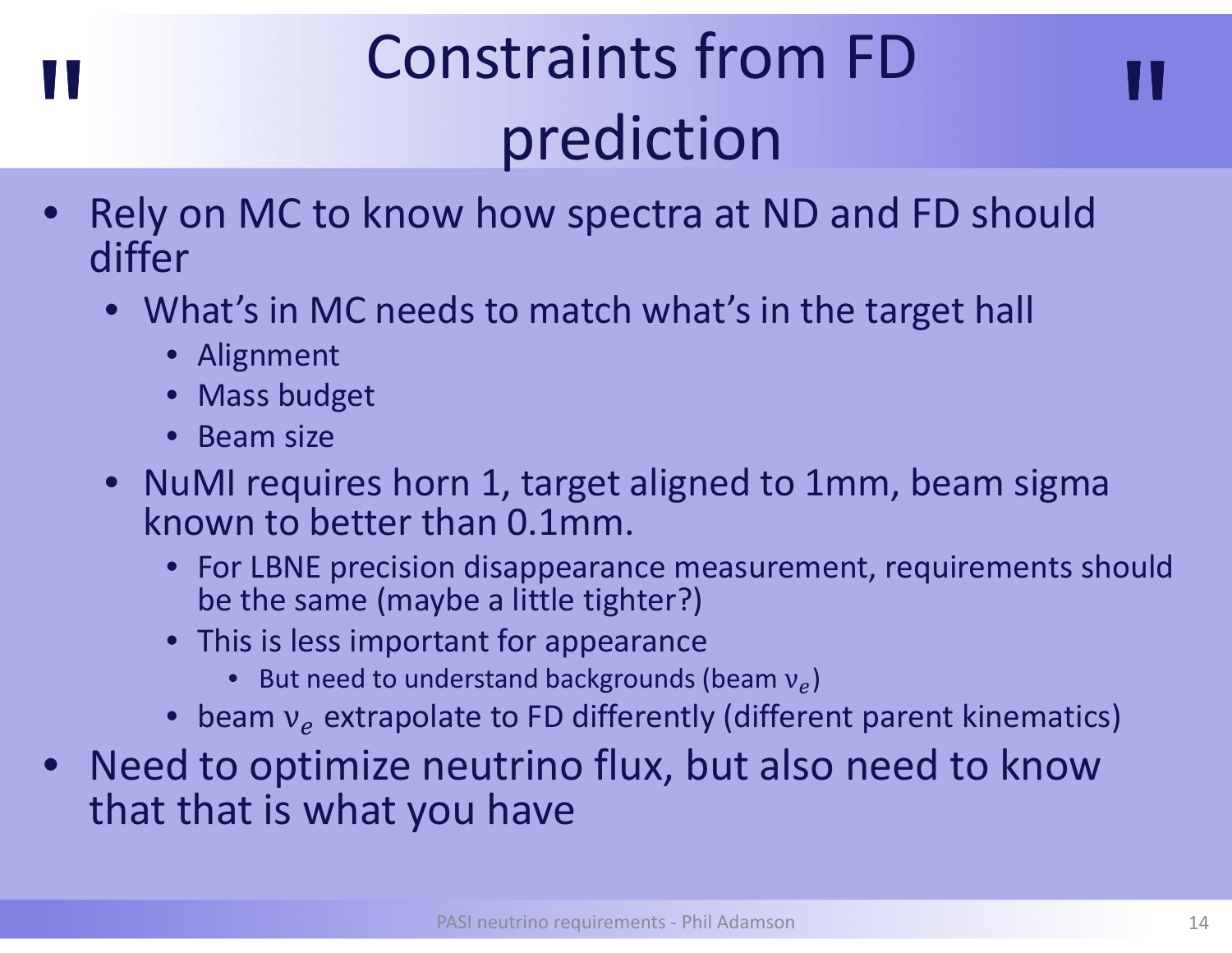# Constraints from FD prediction

- Rely on MC to know how spectra at ND and FD should differ
  - What's in MC needs to match what's in the target hall
    - Alignment
    - Mass budget
    - Beam size
  - NuMI requires horn 1, target aligned to 1mm, beam sigma known to better than 0.1mm.
    - For LBNE precision disappearance measurement, requirements should be the same (maybe a little tighter?)
    - This is less important for appearance
      - But need to understand backgrounds (beam $\nu_e$)
    - beam $\nu_e$ extrapolate to FD differently (different parent kinematics)
- Need to optimize neutrino flux, but also need to know that that is what you have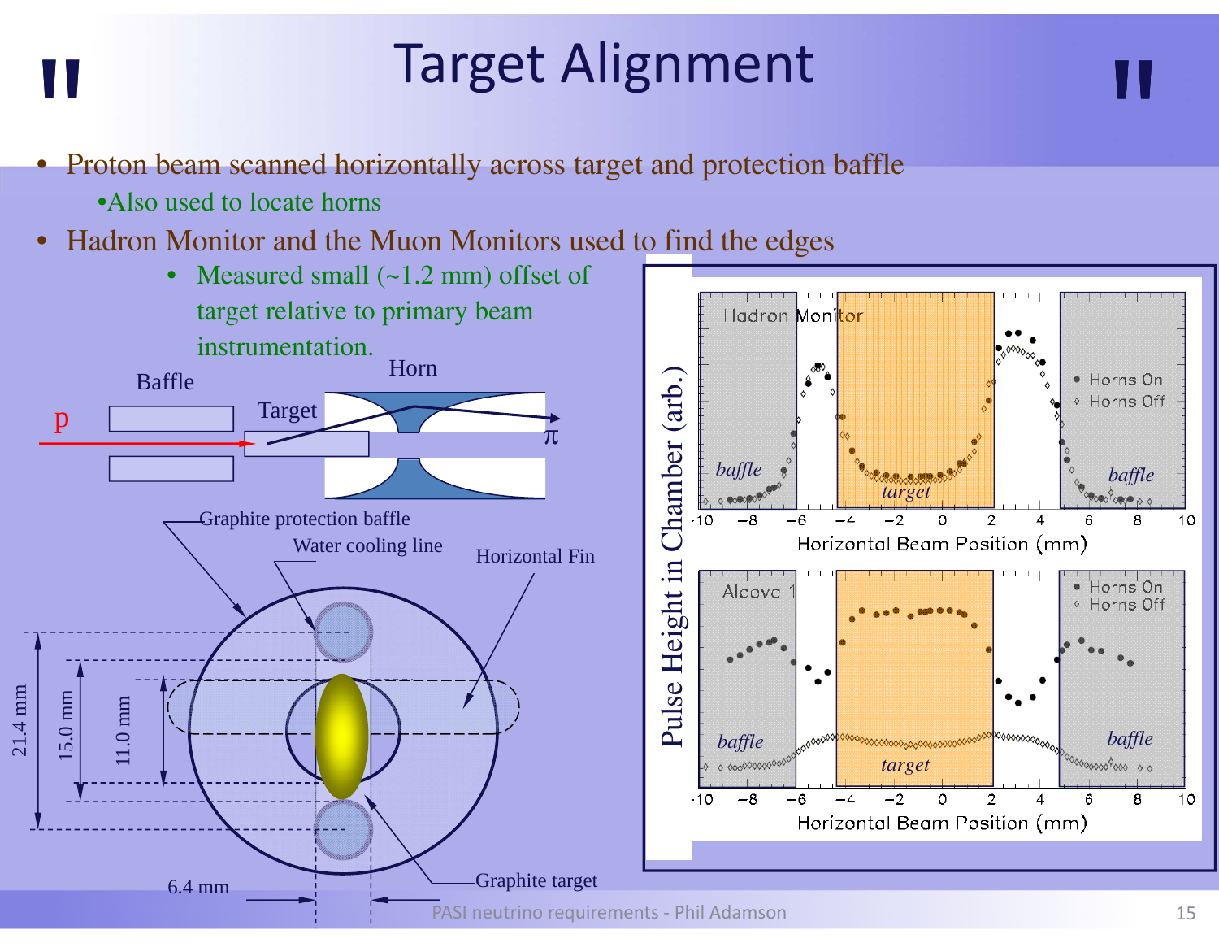# Target Alignment

- Proton beam scanned horizontally across target and protection baffle
  - Also used to locate horns
- Hadron Monitor and the Muon Monitors used to find the edges
  - Measured small (~1.2 mm) offset of target relative to primary beam instrumentation.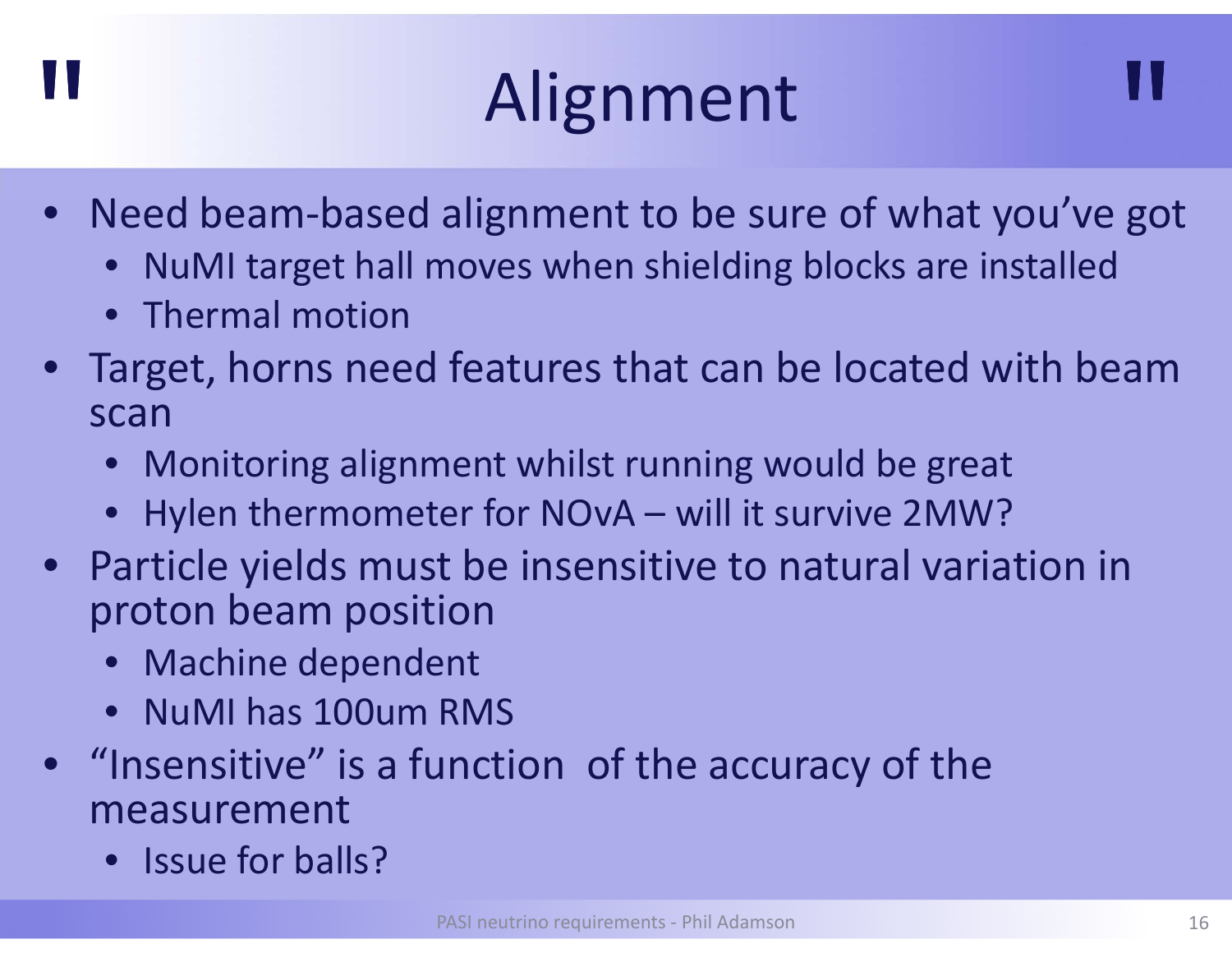# Alignment

- Need beam-based alignment to be sure of what you've got
  - NuMI target hall moves when shielding blocks are installed
  - Thermal motion
- Target, horns need features that can be located with beam scan
  - Monitoring alignment whilst running would be great
  - Hylen thermometer for NOvA – will it survive 2MW?
- Particle yields must be insensitive to natural variation in proton beam position
  - Machine dependent
  - NuMI has 100um RMS
- "Insensitive" is a function of the accuracy of the measurement
  - Issue for balls?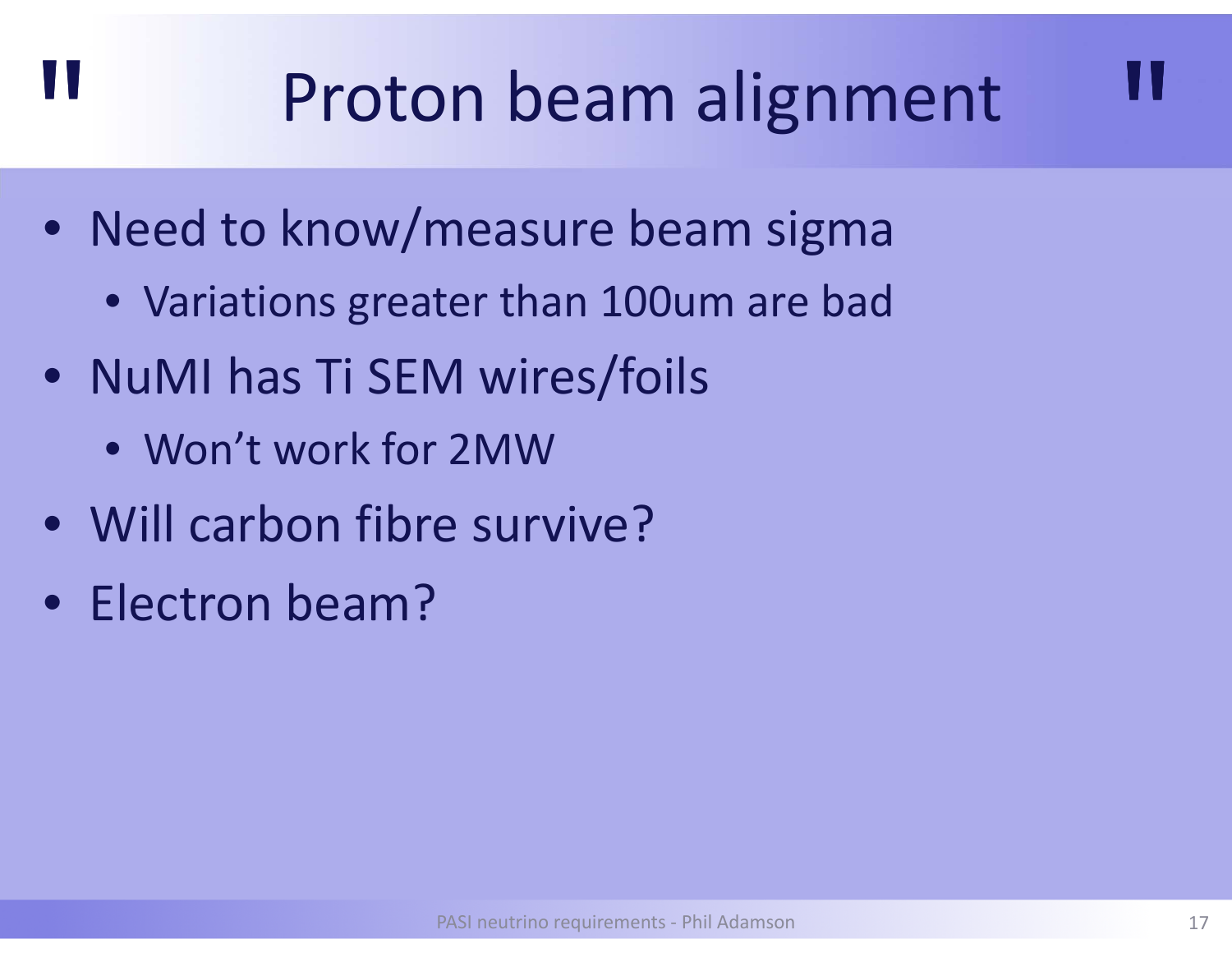# Proton beam alignment

- Need to know/measure beam sigma
  - Variations greater than 100um are bad
- NuMI has Ti SEM wires/foils
  - Won't work for 2MW
- Will carbon fibre survive?
- Electron beam?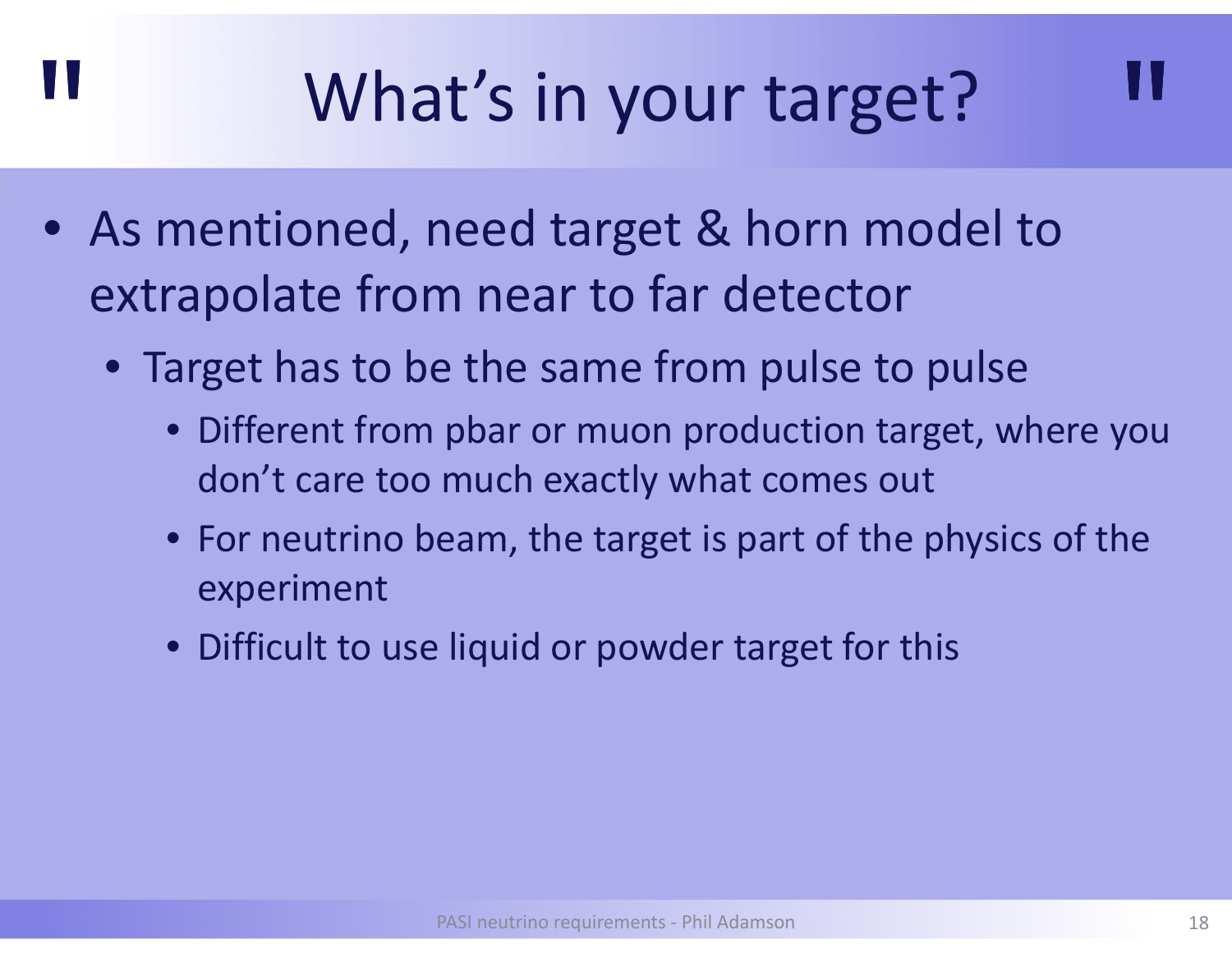# What's in your target?

- As mentioned, need target & horn model to extrapolate from near to far detector
  - Target has to be the same from pulse to pulse
    - Different from pbar or muon production target, where you don't care too much exactly what comes out
    - For neutrino beam, the target is part of the physics of the experiment
    - Difficult to use liquid or powder target for this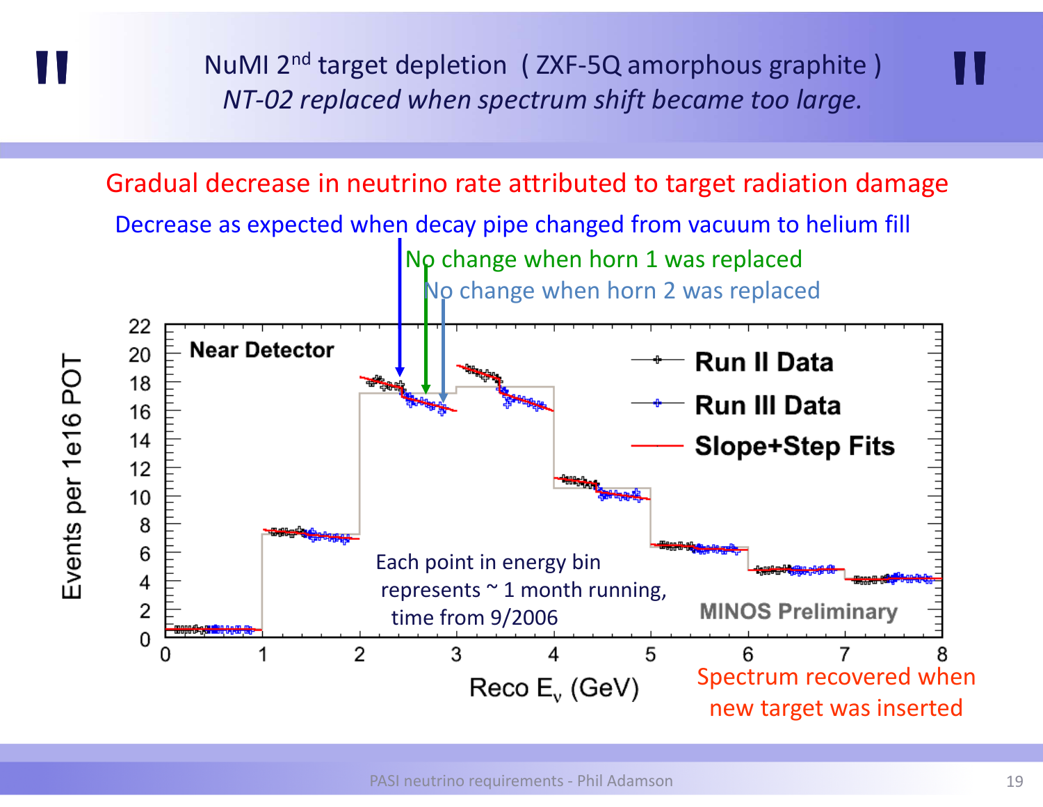# NuMI 2nd target depletion ( ZXF-5Q amorphous graphite )

*NT-02 replaced when spectrum shift became too large.*

Gradual decrease in neutrino rate attributed to target radiation damage

Decrease as expected when decay pipe changed from vacuum to helium fill

No change when horn 1 was replaced

No change when horn 2 was replaced

Near Detector

Run II Data

Run III Data

Slope+Step Fits

Events per 1e16 POT

Reco $E_\nu$ (GeV)

Each point in energy bin represents ~ 1 month running, time from 9/2006

MINOS Preliminary

Spectrum recovered when new target was inserted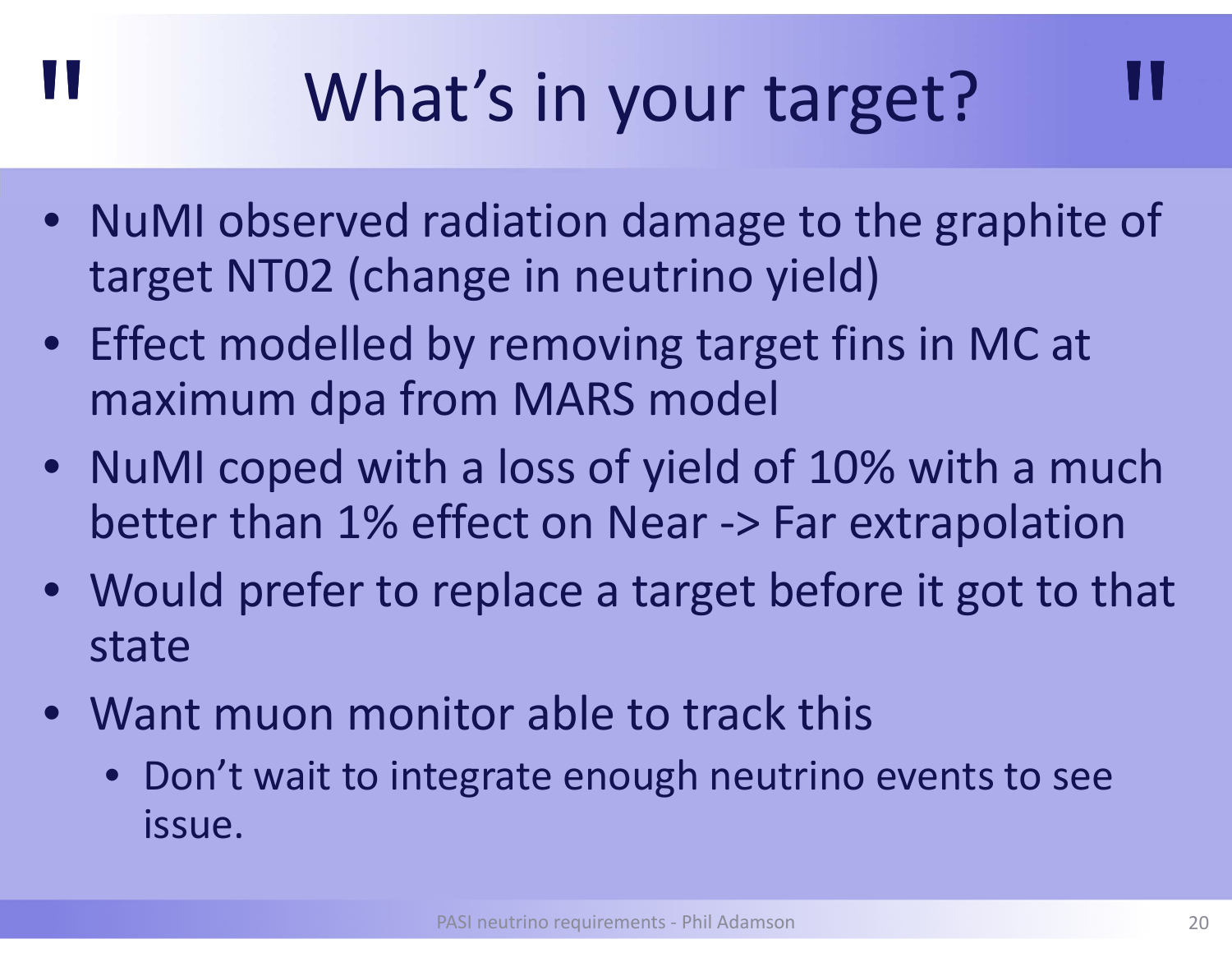# What's in your target?

- NuMI observed radiation damage to the graphite of target NT02 (change in neutrino yield)
- Effect modelled by removing target fins in MC at maximum dpa from MARS model
- NuMI coped with a loss of yield of 10% with a much better than 1% effect on Near -> Far extrapolation
- Would prefer to replace a target before it got to that state
- Want muon monitor able to track this
  - Don't wait to integrate enough neutrino events to see issue.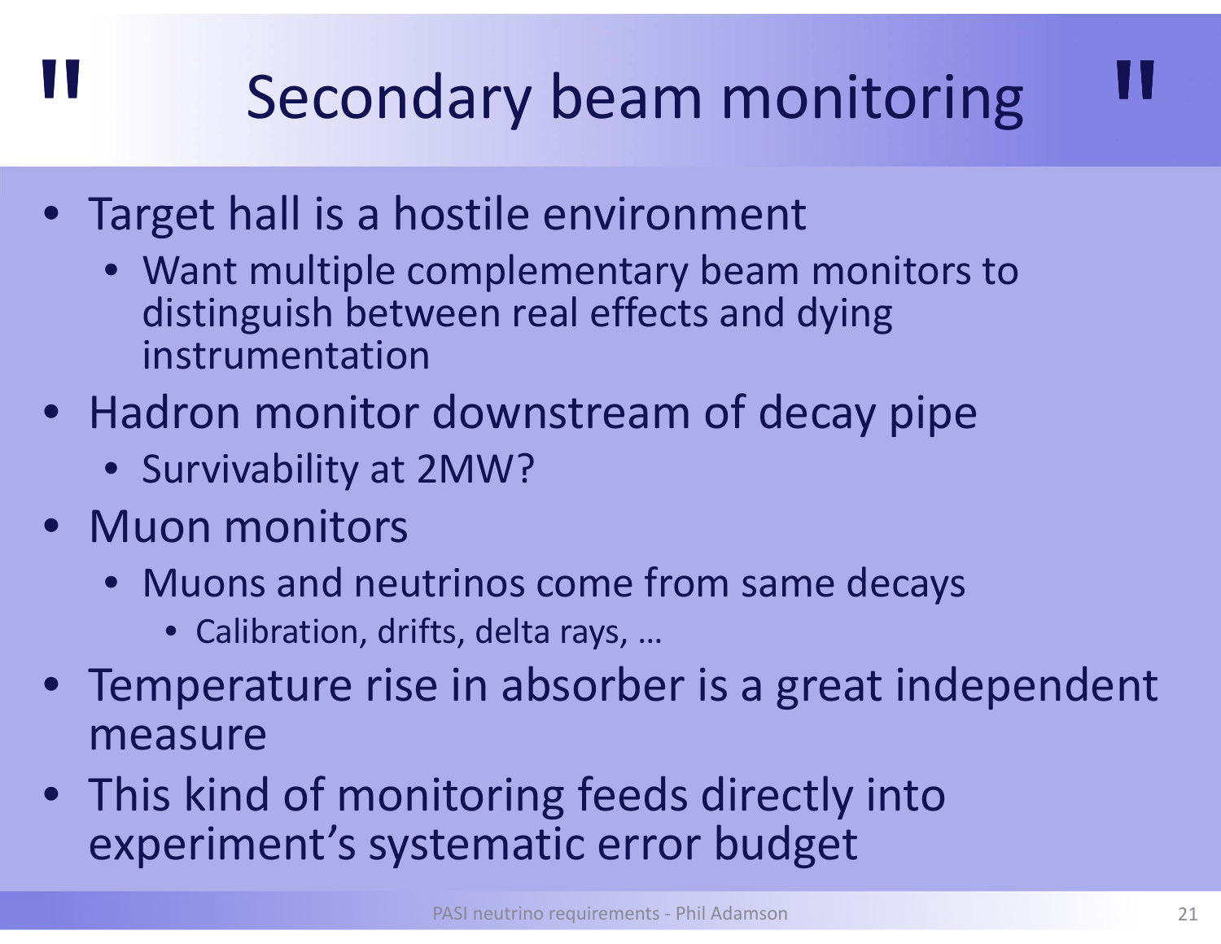# Secondary beam monitoring

- Target hall is a hostile environment
  - Want multiple complementary beam monitors to distinguish between real effects and dying instrumentation
- Hadron monitor downstream of decay pipe
  - Survivability at 2MW?
- Muon monitors
  - Muons and neutrinos come from same decays
    - Calibration, drifts, delta rays, …
- Temperature rise in absorber is a great independent measure
- This kind of monitoring feeds directly into experiment's systematic error budget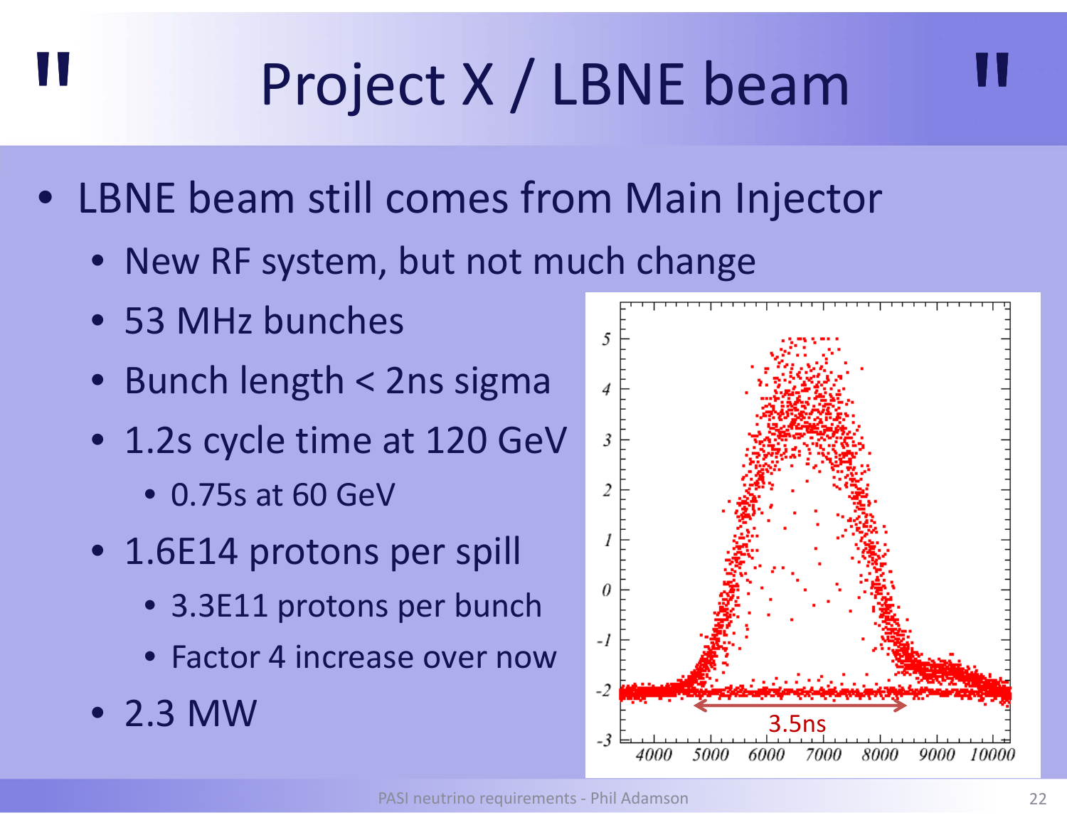# Project X / LBNE beam

- LBNE beam still comes from Main Injector
  - New RF system, but not much change
  - 53 MHz bunches
  - Bunch length < 2ns sigma
  - 1.2s cycle time at 120 GeV
    - 0.75s at 60 GeV
  - 1.6E14 protons per spill
    - 3.3E11 protons per bunch
    - Factor 4 increase over now
  - 2.3 MW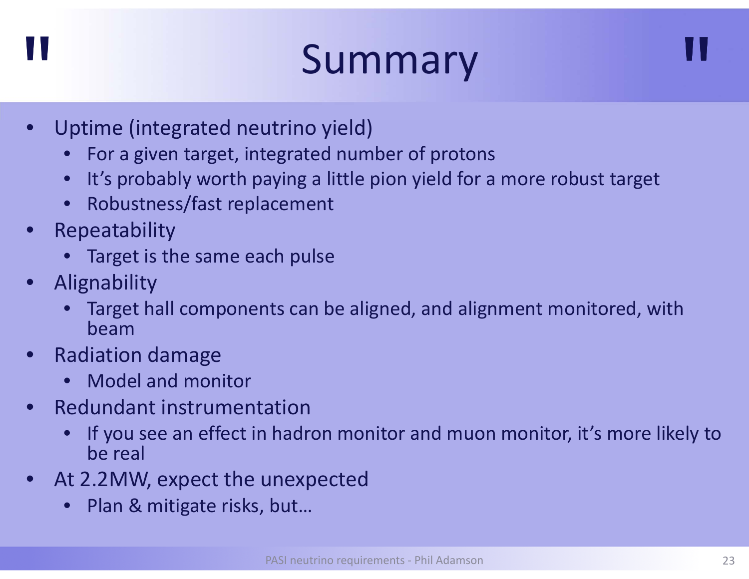# Summary

- Uptime (integrated neutrino yield)
  - For a given target, integrated number of protons
  - It's probably worth paying a little pion yield for a more robust target
  - Robustness/fast replacement
- Repeatability
  - Target is the same each pulse
- Alignability
  - Target hall components can be aligned, and alignment monitored, with beam
- Radiation damage
  - Model and monitor
- Redundant instrumentation
  - If you see an effect in hadron monitor and muon monitor, it's more likely to be real
- At 2.2MW, expect the unexpected
  - Plan & mitigate risks, but…